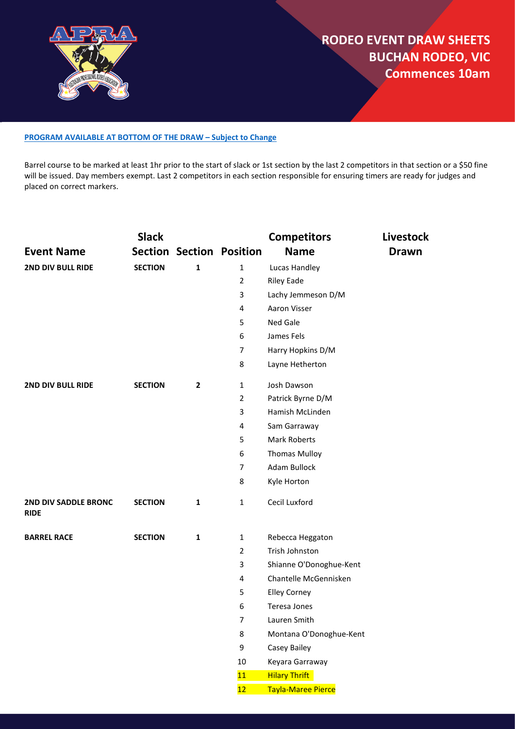# RODEO EVENT DRAW SHEETS
# BUCHAN RODEO, VIC
# Commences 10am

**PROGRAM AVAILABLE AT BOTTOM OF THE DRAW – Subject to Change**

Barrel course to be marked at least 1hr prior to the start of slack or 1st section by the last 2 competitors in that section or a $50 fine will be issued. Day members exempt. Last 2 competitors in each section responsible for ensuring timers are ready for judges and placed on correct markers.

| Event Name | Slack Section | Section | Position | Competitors Name | Livestock Drawn |
|---|---|---|---|---|---|
| **2ND DIV BULL RIDE** | **SECTION** | **1** | 1 | Lucas Handley | |
| | | | 2 | Riley Eade | |
| | | | 3 | Lachy Jemmeson D/M | |
| | | | 4 | Aaron Visser | |
| | | | 5 | Ned Gale | |
| | | | 6 | James Fels | |
| | | | 7 | Harry Hopkins D/M | |
| | | | 8 | Layne Hetherton | |
| **2ND DIV BULL RIDE** | **SECTION** | **2** | 1 | Josh Dawson | |
| | | | 2 | Patrick Byrne D/M | |
| | | | 3 | Hamish McLinden | |
| | | | 4 | Sam Garraway | |
| | | | 5 | Mark Roberts | |
| | | | 6 | Thomas Mulloy | |
| | | | 7 | Adam Bullock | |
| | | | 8 | Kyle Horton | |
| **2ND DIV SADDLE BRONC RIDE** | **SECTION** | **1** | 1 | Cecil Luxford | |
| **BARREL RACE** | **SECTION** | **1** | 1 | Rebecca Heggaton | |
| | | | 2 | Trish Johnston | |
| | | | 3 | Shianne O'Donoghue-Kent | |
| | | | 4 | Chantelle McGennisken | |
| | | | 5 | Elley Corney | |
| | | | 6 | Teresa Jones | |
| | | | 7 | Lauren Smith | |
| | | | 8 | Montana O'Donoghue-Kent | |
| | | | 9 | Casey Bailey | |
| | | | 10 | Keyara Garraway | |
| | | | 11 | Hilary Thrift | |
| | | | 12 | Tayla-Maree Pierce | |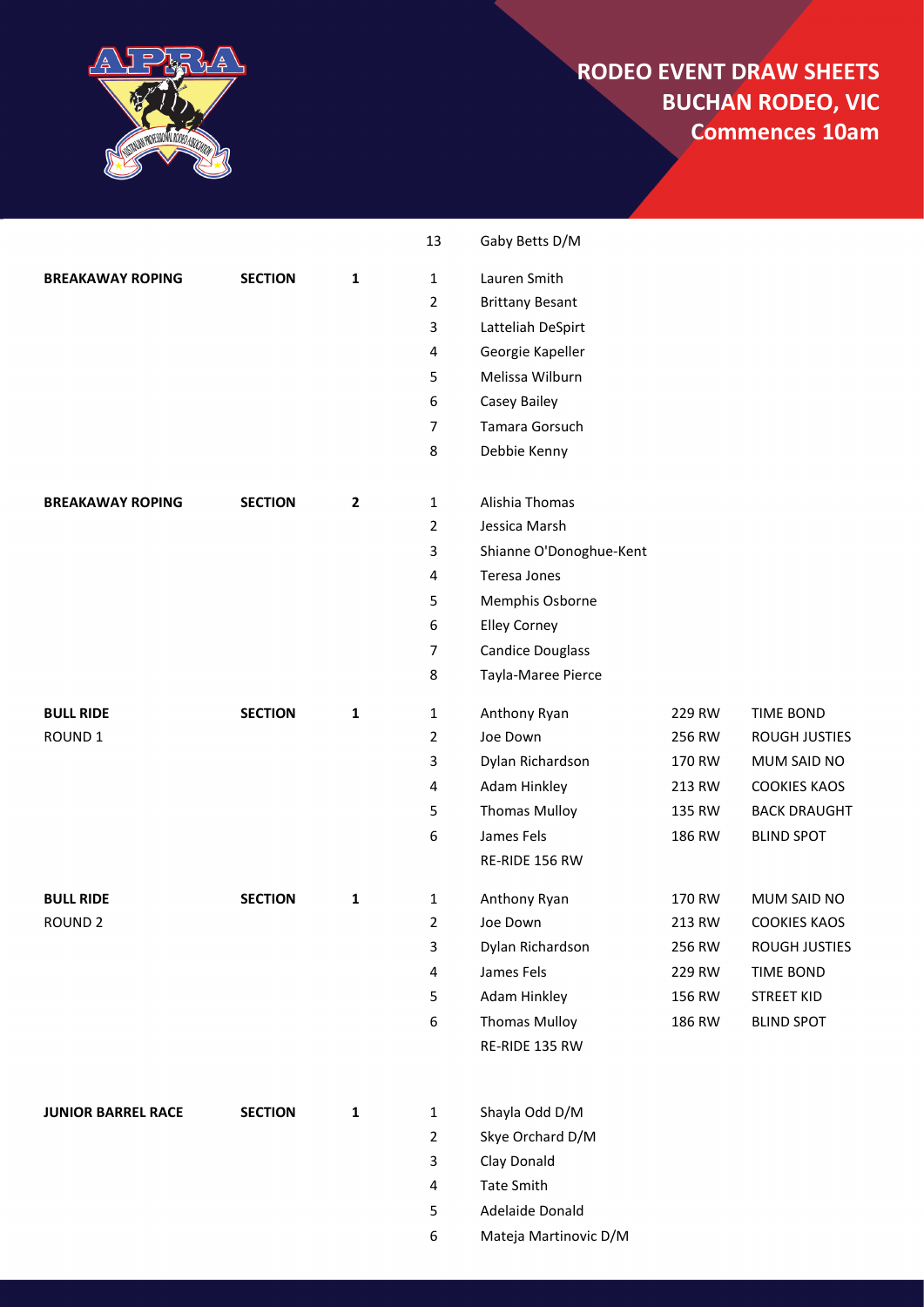# RODEO EVENT DRAW SHEETS
## BUCHAN RODEO, VIC
## Commences 10am

| Event | | Section | # | Name | | |
|---|---|---|---|---|---|---|
| | | | 13 | Gaby Betts D/M | | |
| **BREAKAWAY ROPING** | **SECTION** | **1** | 1 | Lauren Smith | | |
| | | | 2 | Brittany Besant | | |
| | | | 3 | Latteliah DeSpirt | | |
| | | | 4 | Georgie Kapeller | | |
| | | | 5 | Melissa Wilburn | | |
| | | | 6 | Casey Bailey | | |
| | | | 7 | Tamara Gorsuch | | |
| | | | 8 | Debbie Kenny | | |
| **BREAKAWAY ROPING** | **SECTION** | **2** | 1 | Alishia Thomas | | |
| | | | 2 | Jessica Marsh | | |
| | | | 3 | Shianne O'Donoghue-Kent | | |
| | | | 4 | Teresa Jones | | |
| | | | 5 | Memphis Osborne | | |
| | | | 6 | Elley Corney | | |
| | | | 7 | Candice Douglass | | |
| | | | 8 | Tayla-Maree Pierce | | |
| **BULL RIDE** | **SECTION** | **1** | 1 | Anthony Ryan | 229 RW | TIME BOND |
| ROUND 1 | | | 2 | Joe Down | 256 RW | ROUGH JUSTIES |
| | | | 3 | Dylan Richardson | 170 RW | MUM SAID NO |
| | | | 4 | Adam Hinkley | 213 RW | COOKIES KAOS |
| | | | 5 | Thomas Mulloy | 135 RW | BACK DRAUGHT |
| | | | 6 | James Fels | 186 RW | BLIND SPOT |
| | | | | RE-RIDE 156 RW | | |
| **BULL RIDE** | **SECTION** | **1** | 1 | Anthony Ryan | 170 RW | MUM SAID NO |
| ROUND 2 | | | 2 | Joe Down | 213 RW | COOKIES KAOS |
| | | | 3 | Dylan Richardson | 256 RW | ROUGH JUSTIES |
| | | | 4 | James Fels | 229 RW | TIME BOND |
| | | | 5 | Adam Hinkley | 156 RW | STREET KID |
| | | | 6 | Thomas Mulloy | 186 RW | BLIND SPOT |
| | | | | RE-RIDE 135 RW | | |
| **JUNIOR BARREL RACE** | **SECTION** | **1** | 1 | Shayla Odd D/M | | |
| | | | 2 | Skye Orchard D/M | | |
| | | | 3 | Clay Donald | | |
| | | | 4 | Tate Smith | | |
| | | | 5 | Adelaide Donald | | |
| | | | 6 | Mateja Martinovic D/M | | |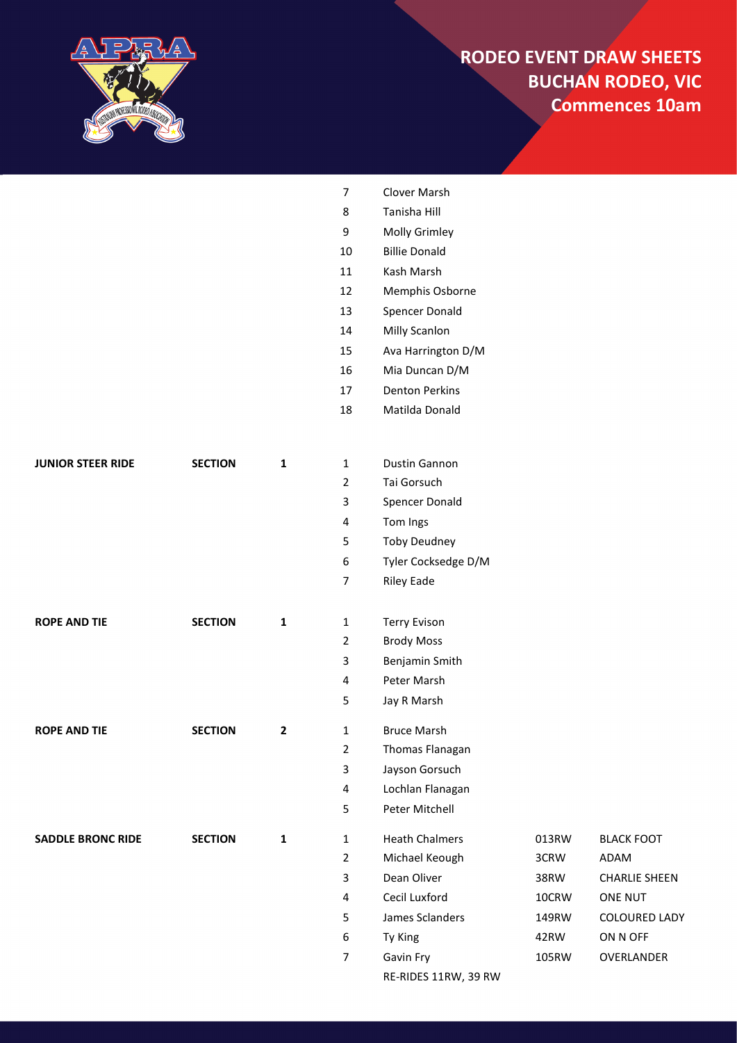# RODEO EVENT DRAW SHEETS
## BUCHAN RODEO, VIC
## Commences 10am

| Event | | Section | No. | Name | | |
|---|---|---|---|---|---|---|
| | | | 7 | Clover Marsh | | |
| | | | 8 | Tanisha Hill | | |
| | | | 9 | Molly Grimley | | |
| | | | 10 | Billie Donald | | |
| | | | 11 | Kash Marsh | | |
| | | | 12 | Memphis Osborne | | |
| | | | 13 | Spencer Donald | | |
| | | | 14 | Milly Scanlon | | |
| | | | 15 | Ava Harrington D/M | | |
| | | | 16 | Mia Duncan D/M | | |
| | | | 17 | Denton Perkins | | |
| | | | 18 | Matilda Donald | | |
| **JUNIOR STEER RIDE** | **SECTION** | **1** | 1 | Dustin Gannon | | |
| | | | 2 | Tai Gorsuch | | |
| | | | 3 | Spencer Donald | | |
| | | | 4 | Tom Ings | | |
| | | | 5 | Toby Deudney | | |
| | | | 6 | Tyler Cocksedge D/M | | |
| | | | 7 | Riley Eade | | |
| **ROPE AND TIE** | **SECTION** | **1** | 1 | Terry Evison | | |
| | | | 2 | Brody Moss | | |
| | | | 3 | Benjamin Smith | | |
| | | | 4 | Peter Marsh | | |
| | | | 5 | Jay R Marsh | | |
| **ROPE AND TIE** | **SECTION** | **2** | 1 | Bruce Marsh | | |
| | | | 2 | Thomas Flanagan | | |
| | | | 3 | Jayson Gorsuch | | |
| | | | 4 | Lochlan Flanagan | | |
| | | | 5 | Peter Mitchell | | |
| **SADDLE BRONC RIDE** | **SECTION** | **1** | 1 | Heath Chalmers | 013RW | BLACK FOOT |
| | | | 2 | Michael Keough | 3CRW | ADAM |
| | | | 3 | Dean Oliver | 38RW | CHARLIE SHEEN |
| | | | 4 | Cecil Luxford | 10CRW | ONE NUT |
| | | | 5 | James Sclanders | 149RW | COLOURED LADY |
| | | | 6 | Ty King | 42RW | ON N OFF |
| | | | 7 | Gavin Fry | 105RW | OVERLANDER |
| | | | | RE-RIDES 11RW, 39 RW | | |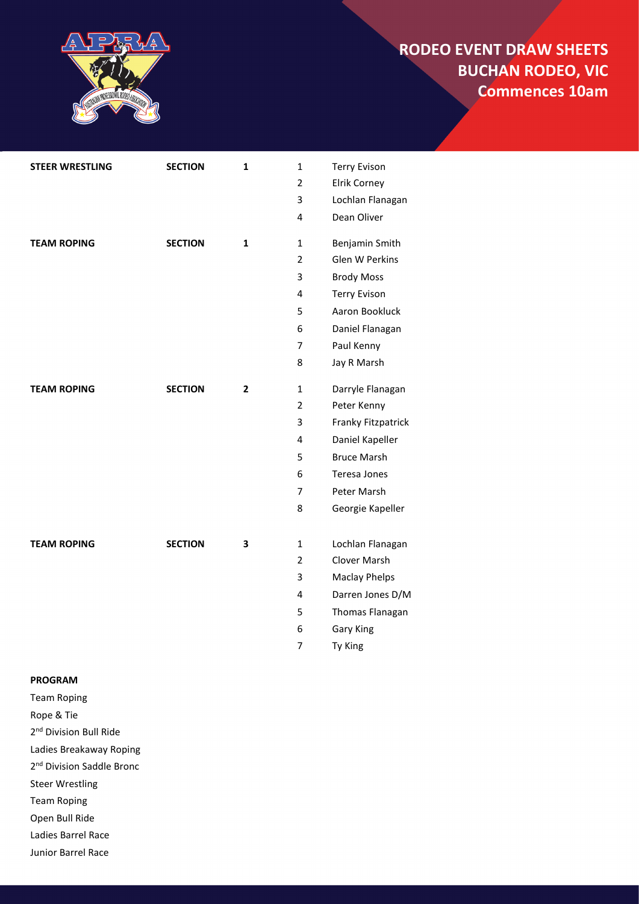# RODEO EVENT DRAW SHEETS
## BUCHAN RODEO, VIC
## Commences 10am

| | | | | |
|---|---|---|---|---|
| **STEER WRESTLING** | **SECTION** | **1** | 1 | Terry Evison |
| | | | 2 | Elrik Corney |
| | | | 3 | Lochlan Flanagan |
| | | | 4 | Dean Oliver |
| **TEAM ROPING** | **SECTION** | **1** | 1 | Benjamin Smith |
| | | | 2 | Glen W Perkins |
| | | | 3 | Brody Moss |
| | | | 4 | Terry Evison |
| | | | 5 | Aaron Bookluck |
| | | | 6 | Daniel Flanagan |
| | | | 7 | Paul Kenny |
| | | | 8 | Jay R Marsh |
| **TEAM ROPING** | **SECTION** | **2** | 1 | Darryle Flanagan |
| | | | 2 | Peter Kenny |
| | | | 3 | Franky Fitzpatrick |
| | | | 4 | Daniel Kapeller |
| | | | 5 | Bruce Marsh |
| | | | 6 | Teresa Jones |
| | | | 7 | Peter Marsh |
| | | | 8 | Georgie Kapeller |
| **TEAM ROPING** | **SECTION** | **3** | 1 | Lochlan Flanagan |
| | | | 2 | Clover Marsh |
| | | | 3 | Maclay Phelps |
| | | | 4 | Darren Jones D/M |
| | | | 5 | Thomas Flanagan |
| | | | 6 | Gary King |
| | | | 7 | Ty King |

**PROGRAM**

Team Roping
Rope & Tie
2nd Division Bull Ride
Ladies Breakaway Roping
2nd Division Saddle Bronc
Steer Wrestling
Team Roping
Open Bull Ride
Ladies Barrel Race
Junior Barrel Race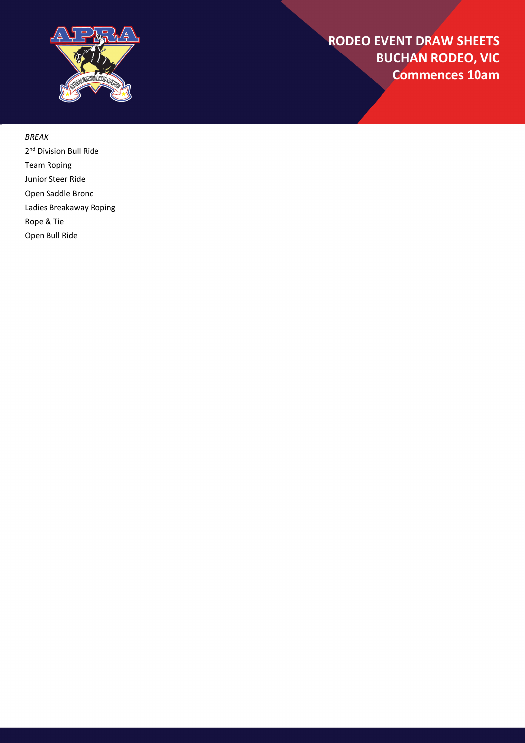# RODEO EVENT DRAW SHEETS
# BUCHAN RODEO, VIC
# Commences 10am

*BREAK*

2nd Division Bull Ride

Team Roping

Junior Steer Ride

Open Saddle Bronc

Ladies Breakaway Roping

Rope & Tie

Open Bull Ride